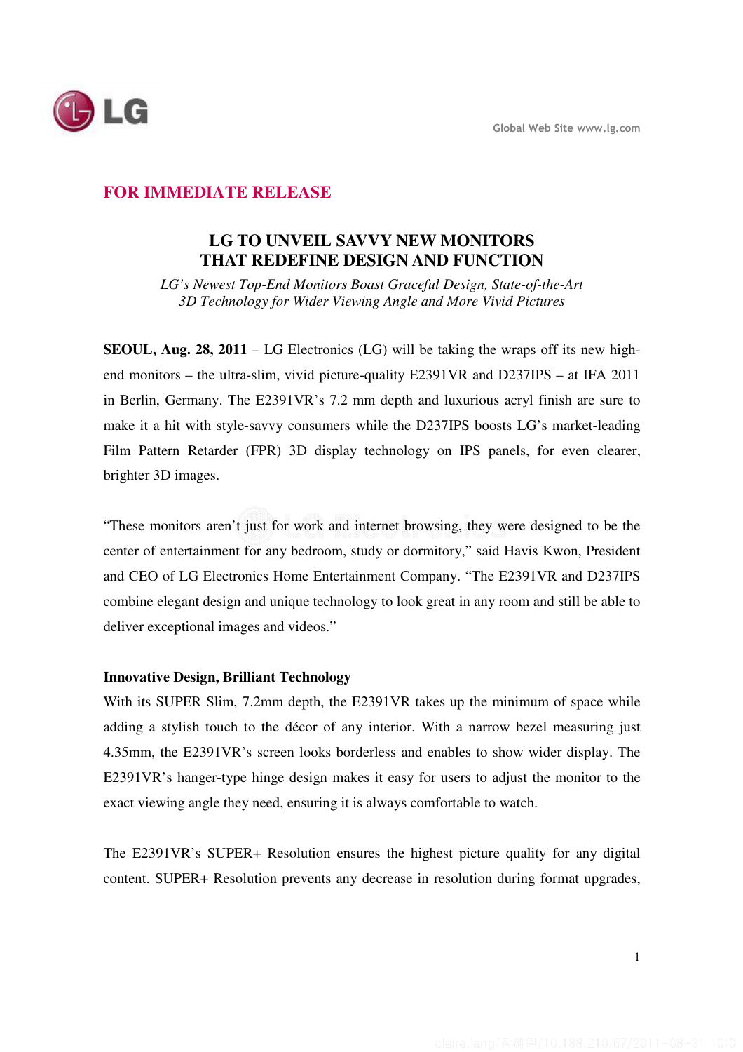**FOR IMMEDIATE RELEASE**

# LG TO UNVEIL SAVVY NEW MONITORS THAT REDEFINE DESIGN AND FUNCTION

*LG's Newest Top-End Monitors Boast Graceful Design, State-of-the-Art 3D Technology for Wider Viewing Angle and More Vivid Pictures*

**SEOUL, Aug. 28, 2011** – LG Electronics (LG) will be taking the wraps off its new high-end monitors – the ultra-slim, vivid picture-quality E2391VR and D237IPS – at IFA 2011 in Berlin, Germany. The E2391VR's 7.2 mm depth and luxurious acryl finish are sure to make it a hit with style-savvy consumers while the D237IPS boosts LG's market-leading Film Pattern Retarder (FPR) 3D display technology on IPS panels, for even clearer, brighter 3D images.

"These monitors aren't just for work and internet browsing, they were designed to be the center of entertainment for any bedroom, study or dormitory," said Havis Kwon, President and CEO of LG Electronics Home Entertainment Company. "The E2391VR and D237IPS combine elegant design and unique technology to look great in any room and still be able to deliver exceptional images and videos."

**Innovative Design, Brilliant Technology**

With its SUPER Slim, 7.2mm depth, the E2391VR takes up the minimum of space while adding a stylish touch to the décor of any interior. With a narrow bezel measuring just 4.35mm, the E2391VR's screen looks borderless and enables to show wider display. The E2391VR's hanger-type hinge design makes it easy for users to adjust the monitor to the exact viewing angle they need, ensuring it is always comfortable to watch.

The E2391VR's SUPER+ Resolution ensures the highest picture quality for any digital content. SUPER+ Resolution prevents any decrease in resolution during format upgrades,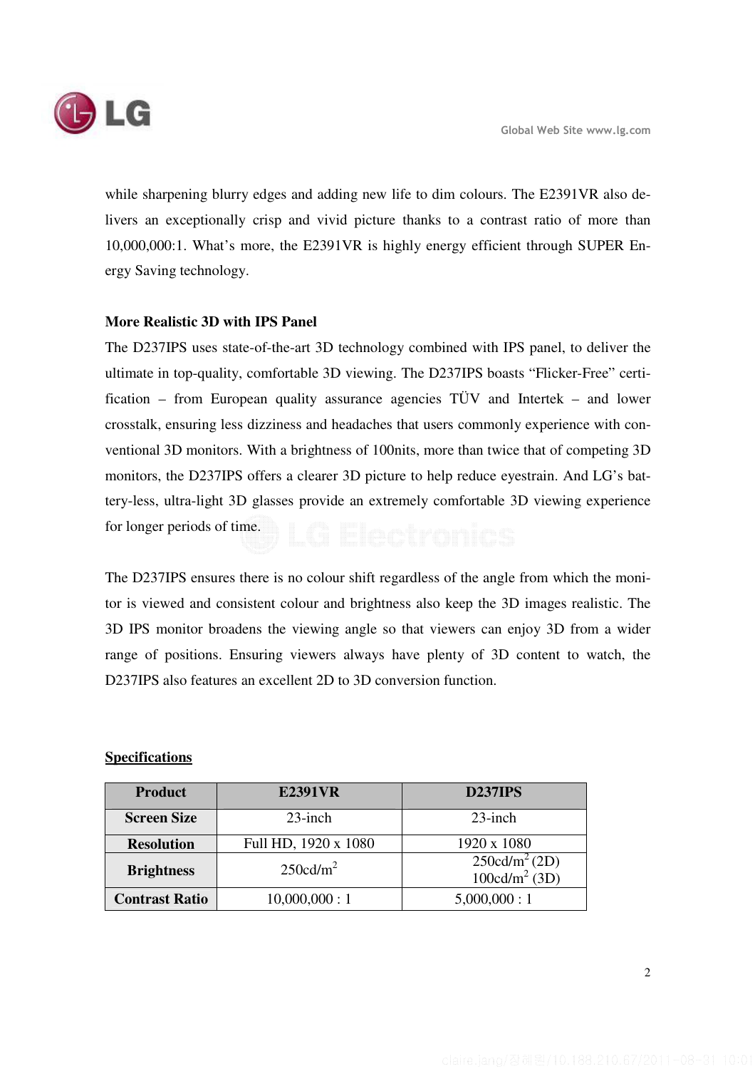while sharpening blurry edges and adding new life to dim colours. The E2391VR also delivers an exceptionally crisp and vivid picture thanks to a contrast ratio of more than 10,000,000:1. What's more, the E2391VR is highly energy efficient through SUPER Energy Saving technology.

**More Realistic 3D with IPS Panel**

The D237IPS uses state-of-the-art 3D technology combined with IPS panel, to deliver the ultimate in top-quality, comfortable 3D viewing. The D237IPS boasts "Flicker-Free" certification – from European quality assurance agencies TÜV and Intertek – and lower crosstalk, ensuring less dizziness and headaches that users commonly experience with conventional 3D monitors. With a brightness of 100nits, more than twice that of competing 3D monitors, the D237IPS offers a clearer 3D picture to help reduce eyestrain. And LG's battery-less, ultra-light 3D glasses provide an extremely comfortable 3D viewing experience for longer periods of time.

The D237IPS ensures there is no colour shift regardless of the angle from which the monitor is viewed and consistent colour and brightness also keep the 3D images realistic. The 3D IPS monitor broadens the viewing angle so that viewers can enjoy 3D from a wider range of positions. Ensuring viewers always have plenty of 3D content to watch, the D237IPS also features an excellent 2D to 3D conversion function.

**Specifications**

| Product | E2391VR | D237IPS |
| --- | --- | --- |
| Screen Size | 23-inch | 23-inch |
| Resolution | Full HD, 1920 x 1080 | 1920 x 1080 |
| Brightness | 250cd/$m^2$ | 250cd/$m^2$ (2D)<br>100cd/$m^2$ (3D) |
| Contrast Ratio | 10,000,000 : 1 | 5,000,000 : 1 |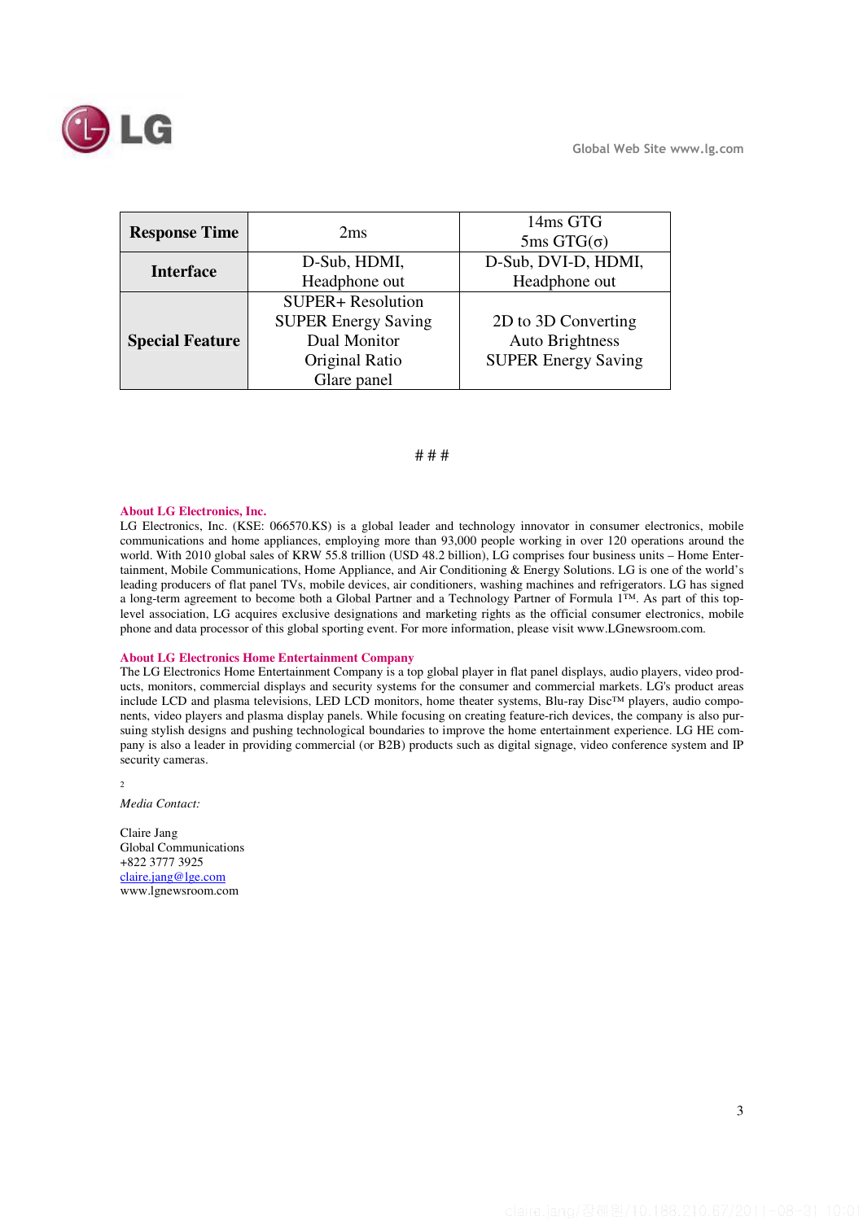| | | |
|---|---|---|
| **Response Time** | 2ms | 14ms GTG<br>5ms GTG(σ) |
| **Interface** | D-Sub, HDMI,<br>Headphone out | D-Sub, DVI-D, HDMI,<br>Headphone out |
| **Special Feature** | SUPER+ Resolution<br>SUPER Energy Saving<br>Dual Monitor<br>Original Ratio<br>Glare panel | 2D to 3D Converting<br>Auto Brightness<br>SUPER Energy Saving |

# # #

**About LG Electronics, Inc.**

LG Electronics, Inc. (KSE: 066570.KS) is a global leader and technology innovator in consumer electronics, mobile communications and home appliances, employing more than 93,000 people working in over 120 operations around the world. With 2010 global sales of KRW 55.8 trillion (USD 48.2 billion), LG comprises four business units – Home Entertainment, Mobile Communications, Home Appliance, and Air Conditioning & Energy Solutions. LG is one of the world's leading producers of flat panel TVs, mobile devices, air conditioners, washing machines and refrigerators. LG has signed a long-term agreement to become both a Global Partner and a Technology Partner of Formula 1™. As part of this top-level association, LG acquires exclusive designations and marketing rights as the official consumer electronics, mobile phone and data processor of this global sporting event. For more information, please visit www.LGnewsroom.com.

**About LG Electronics Home Entertainment Company**

The LG Electronics Home Entertainment Company is a top global player in flat panel displays, audio players, video products, monitors, commercial displays and security systems for the consumer and commercial markets. LG's product areas include LCD and plasma televisions, LED LCD monitors, home theater systems, Blu-ray Disc™ players, audio components, video players and plasma display panels. While focusing on creating feature-rich devices, the company is also pursuing stylish designs and pushing technological boundaries to improve the home entertainment experience. LG HE company is also a leader in providing commercial (or B2B) products such as digital signage, video conference system and IP security cameras.

2

*Media Contact:*

Claire Jang
Global Communications
+822 3777 3925
claire.jang@lge.com
www.lgnewsroom.com